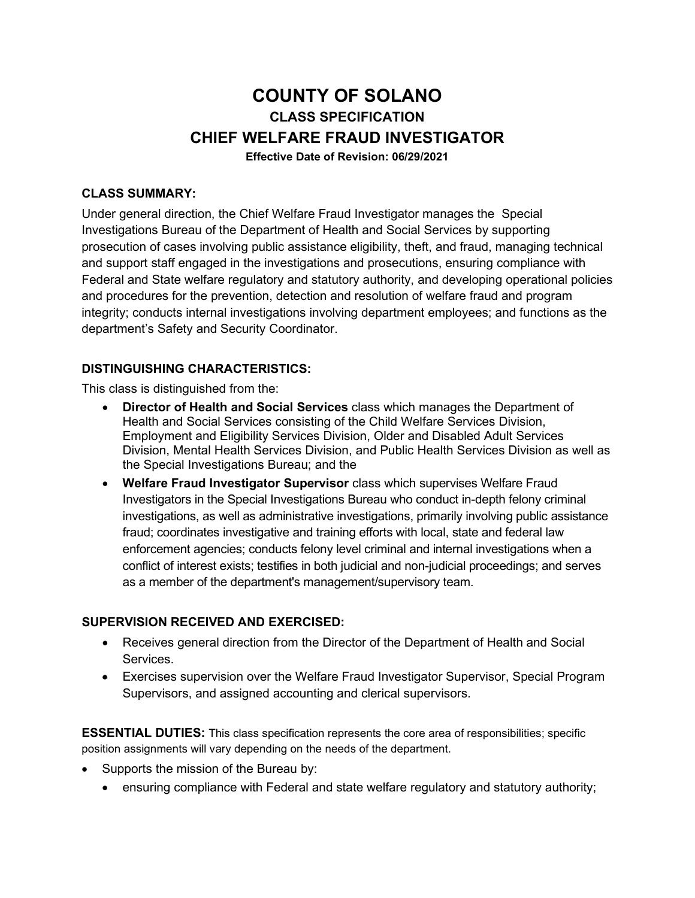# COUNTY OF SOLANO

## CLASS SPECIFICATION

## CHIEF WELFARE FRAUD INVESTIGATOR

**Effective Date of Revision: 06/29/2021**

### CLASS SUMMARY:

Under general direction, the Chief Welfare Fraud Investigator manages the Special Investigations Bureau of the Department of Health and Social Services by supporting prosecution of cases involving public assistance eligibility, theft, and fraud, managing technical and support staff engaged in the investigations and prosecutions, ensuring compliance with Federal and State welfare regulatory and statutory authority, and developing operational policies and procedures for the prevention, detection and resolution of welfare fraud and program integrity; conducts internal investigations involving department employees; and functions as the department's Safety and Security Coordinator.

### DISTINGUISHING CHARACTERISTICS:

This class is distinguished from the:

- **Director of Health and Social Services** class which manages the Department of Health and Social Services consisting of the Child Welfare Services Division, Employment and Eligibility Services Division, Older and Disabled Adult Services Division, Mental Health Services Division, and Public Health Services Division as well as the Special Investigations Bureau; and the
- **Welfare Fraud Investigator Supervisor** class which supervises Welfare Fraud Investigators in the Special Investigations Bureau who conduct in-depth felony criminal investigations, as well as administrative investigations, primarily involving public assistance fraud; coordinates investigative and training efforts with local, state and federal law enforcement agencies; conducts felony level criminal and internal investigations when a conflict of interest exists; testifies in both judicial and non-judicial proceedings; and serves as a member of the department's management/supervisory team.

### SUPERVISION RECEIVED AND EXERCISED:

- Receives general direction from the Director of the Department of Health and Social Services.
- Exercises supervision over the Welfare Fraud Investigator Supervisor, Special Program Supervisors, and assigned accounting and clerical supervisors.

**ESSENTIAL DUTIES:** This class specification represents the core area of responsibilities; specific position assignments will vary depending on the needs of the department.

- Supports the mission of the Bureau by:
  - ensuring compliance with Federal and state welfare regulatory and statutory authority;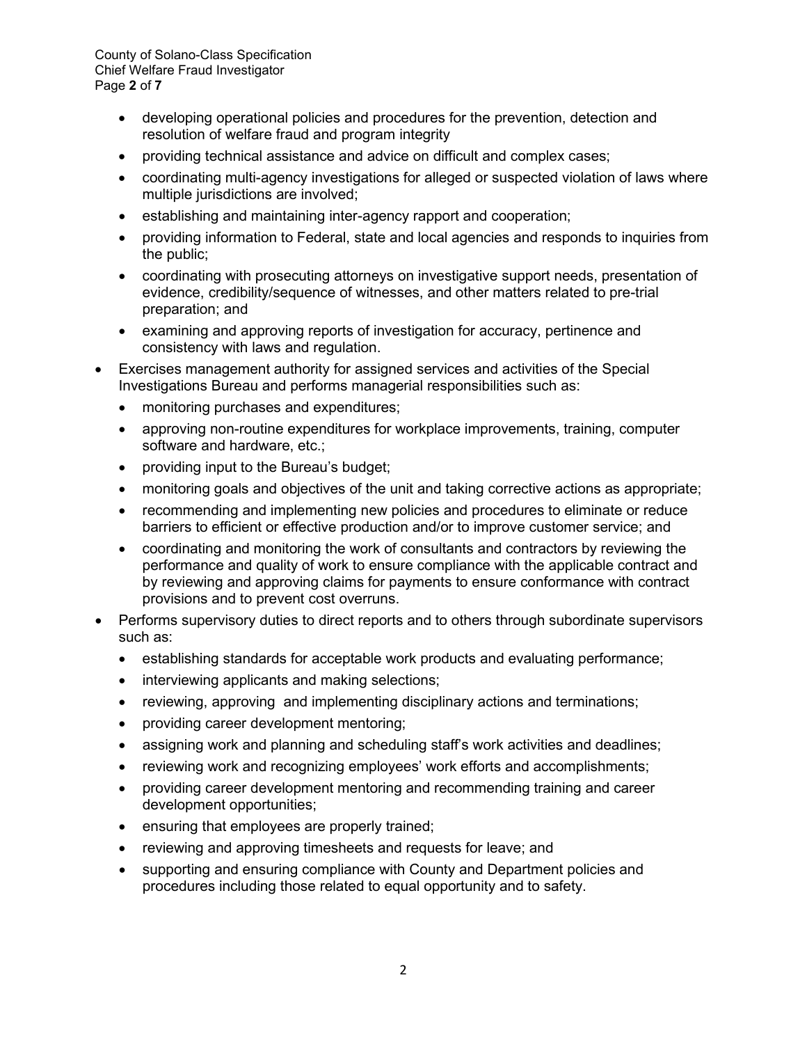- developing operational policies and procedures for the prevention, detection and resolution of welfare fraud and program integrity
  - providing technical assistance and advice on difficult and complex cases;
  - coordinating multi-agency investigations for alleged or suspected violation of laws where multiple jurisdictions are involved;
  - establishing and maintaining inter-agency rapport and cooperation;
  - providing information to Federal, state and local agencies and responds to inquiries from the public;
  - coordinating with prosecuting attorneys on investigative support needs, presentation of evidence, credibility/sequence of witnesses, and other matters related to pre-trial preparation; and
  - examining and approving reports of investigation for accuracy, pertinence and consistency with laws and regulation.
- Exercises management authority for assigned services and activities of the Special Investigations Bureau and performs managerial responsibilities such as:
  - monitoring purchases and expenditures;
  - approving non-routine expenditures for workplace improvements, training, computer software and hardware, etc.;
  - providing input to the Bureau's budget;
  - monitoring goals and objectives of the unit and taking corrective actions as appropriate;
  - recommending and implementing new policies and procedures to eliminate or reduce barriers to efficient or effective production and/or to improve customer service; and
  - coordinating and monitoring the work of consultants and contractors by reviewing the performance and quality of work to ensure compliance with the applicable contract and by reviewing and approving claims for payments to ensure conformance with contract provisions and to prevent cost overruns.
- Performs supervisory duties to direct reports and to others through subordinate supervisors such as:
  - establishing standards for acceptable work products and evaluating performance;
  - interviewing applicants and making selections;
  - reviewing, approving and implementing disciplinary actions and terminations;
  - providing career development mentoring;
  - assigning work and planning and scheduling staff's work activities and deadlines;
  - reviewing work and recognizing employees' work efforts and accomplishments;
  - providing career development mentoring and recommending training and career development opportunities;
  - ensuring that employees are properly trained;
  - reviewing and approving timesheets and requests for leave; and
  - supporting and ensuring compliance with County and Department policies and procedures including those related to equal opportunity and to safety.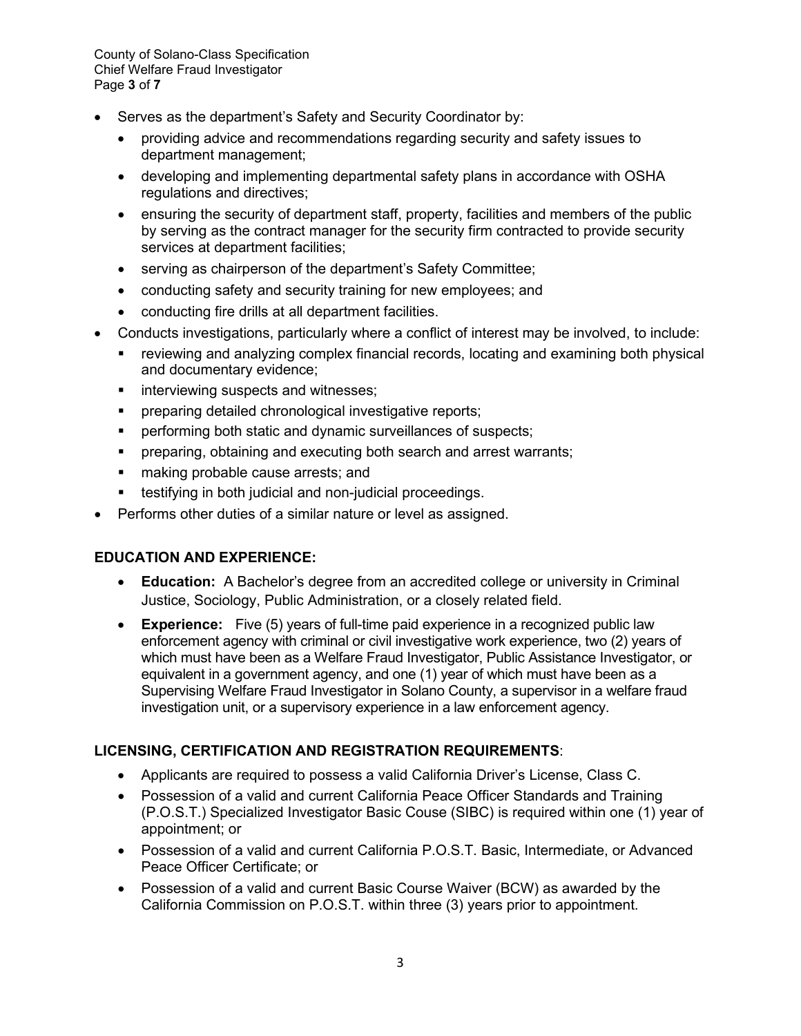- Serves as the department's Safety and Security Coordinator by:
  - providing advice and recommendations regarding security and safety issues to department management;
  - developing and implementing departmental safety plans in accordance with OSHA regulations and directives;
  - ensuring the security of department staff, property, facilities and members of the public by serving as the contract manager for the security firm contracted to provide security services at department facilities;
  - serving as chairperson of the department's Safety Committee;
  - conducting safety and security training for new employees; and
  - conducting fire drills at all department facilities.
- Conducts investigations, particularly where a conflict of interest may be involved, to include:
  - reviewing and analyzing complex financial records, locating and examining both physical and documentary evidence;
  - interviewing suspects and witnesses;
  - preparing detailed chronological investigative reports;
  - performing both static and dynamic surveillances of suspects;
  - preparing, obtaining and executing both search and arrest warrants;
  - making probable cause arrests; and
  - testifying in both judicial and non-judicial proceedings.
- Performs other duties of a similar nature or level as assigned.

## EDUCATION AND EXPERIENCE:

- **Education:** A Bachelor's degree from an accredited college or university in Criminal Justice, Sociology, Public Administration, or a closely related field.
- **Experience:** Five (5) years of full-time paid experience in a recognized public law enforcement agency with criminal or civil investigative work experience, two (2) years of which must have been as a Welfare Fraud Investigator, Public Assistance Investigator, or equivalent in a government agency, and one (1) year of which must have been as a Supervising Welfare Fraud Investigator in Solano County, a supervisor in a welfare fraud investigation unit, or a supervisory experience in a law enforcement agency.

## LICENSING, CERTIFICATION AND REGISTRATION REQUIREMENTS:

- Applicants are required to possess a valid California Driver's License, Class C.
- Possession of a valid and current California Peace Officer Standards and Training (P.O.S.T.) Specialized Investigator Basic Couse (SIBC) is required within one (1) year of appointment; or
- Possession of a valid and current California P.O.S.T. Basic, Intermediate, or Advanced Peace Officer Certificate; or
- Possession of a valid and current Basic Course Waiver (BCW) as awarded by the California Commission on P.O.S.T. within three (3) years prior to appointment.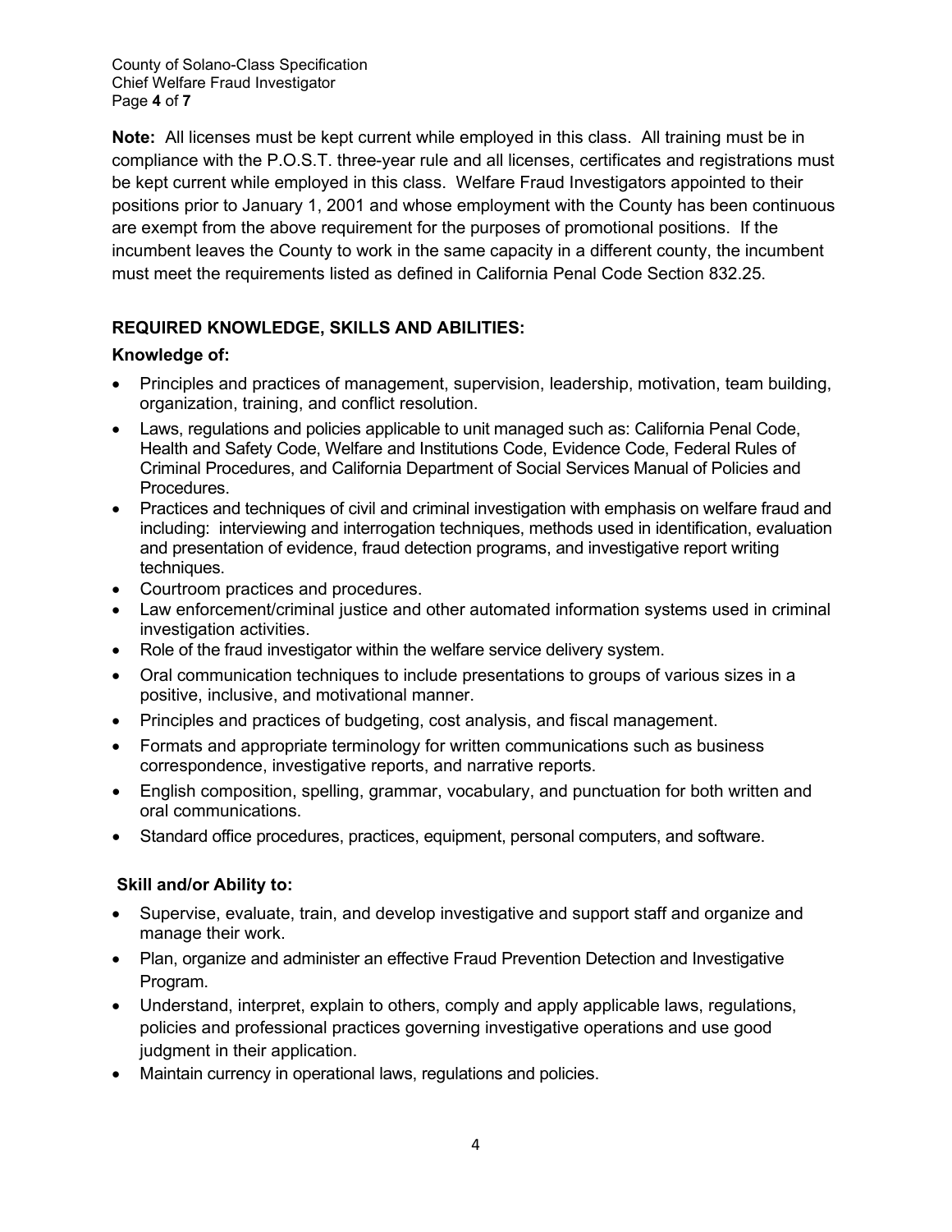**Note:** All licenses must be kept current while employed in this class. All training must be in compliance with the P.O.S.T. three-year rule and all licenses, certificates and registrations must be kept current while employed in this class. Welfare Fraud Investigators appointed to their positions prior to January 1, 2001 and whose employment with the County has been continuous are exempt from the above requirement for the purposes of promotional positions. If the incumbent leaves the County to work in the same capacity in a different county, the incumbent must meet the requirements listed as defined in California Penal Code Section 832.25.

## REQUIRED KNOWLEDGE, SKILLS AND ABILITIES:

### Knowledge of:

- Principles and practices of management, supervision, leadership, motivation, team building, organization, training, and conflict resolution.
- Laws, regulations and policies applicable to unit managed such as: California Penal Code, Health and Safety Code, Welfare and Institutions Code, Evidence Code, Federal Rules of Criminal Procedures, and California Department of Social Services Manual of Policies and Procedures.
- Practices and techniques of civil and criminal investigation with emphasis on welfare fraud and including: interviewing and interrogation techniques, methods used in identification, evaluation and presentation of evidence, fraud detection programs, and investigative report writing techniques.
- Courtroom practices and procedures.
- Law enforcement/criminal justice and other automated information systems used in criminal investigation activities.
- Role of the fraud investigator within the welfare service delivery system.
- Oral communication techniques to include presentations to groups of various sizes in a positive, inclusive, and motivational manner.
- Principles and practices of budgeting, cost analysis, and fiscal management.
- Formats and appropriate terminology for written communications such as business correspondence, investigative reports, and narrative reports.
- English composition, spelling, grammar, vocabulary, and punctuation for both written and oral communications.
- Standard office procedures, practices, equipment, personal computers, and software.

### Skill and/or Ability to:

- Supervise, evaluate, train, and develop investigative and support staff and organize and manage their work.
- Plan, organize and administer an effective Fraud Prevention Detection and Investigative Program.
- Understand, interpret, explain to others, comply and apply applicable laws, regulations, policies and professional practices governing investigative operations and use good judgment in their application.
- Maintain currency in operational laws, regulations and policies.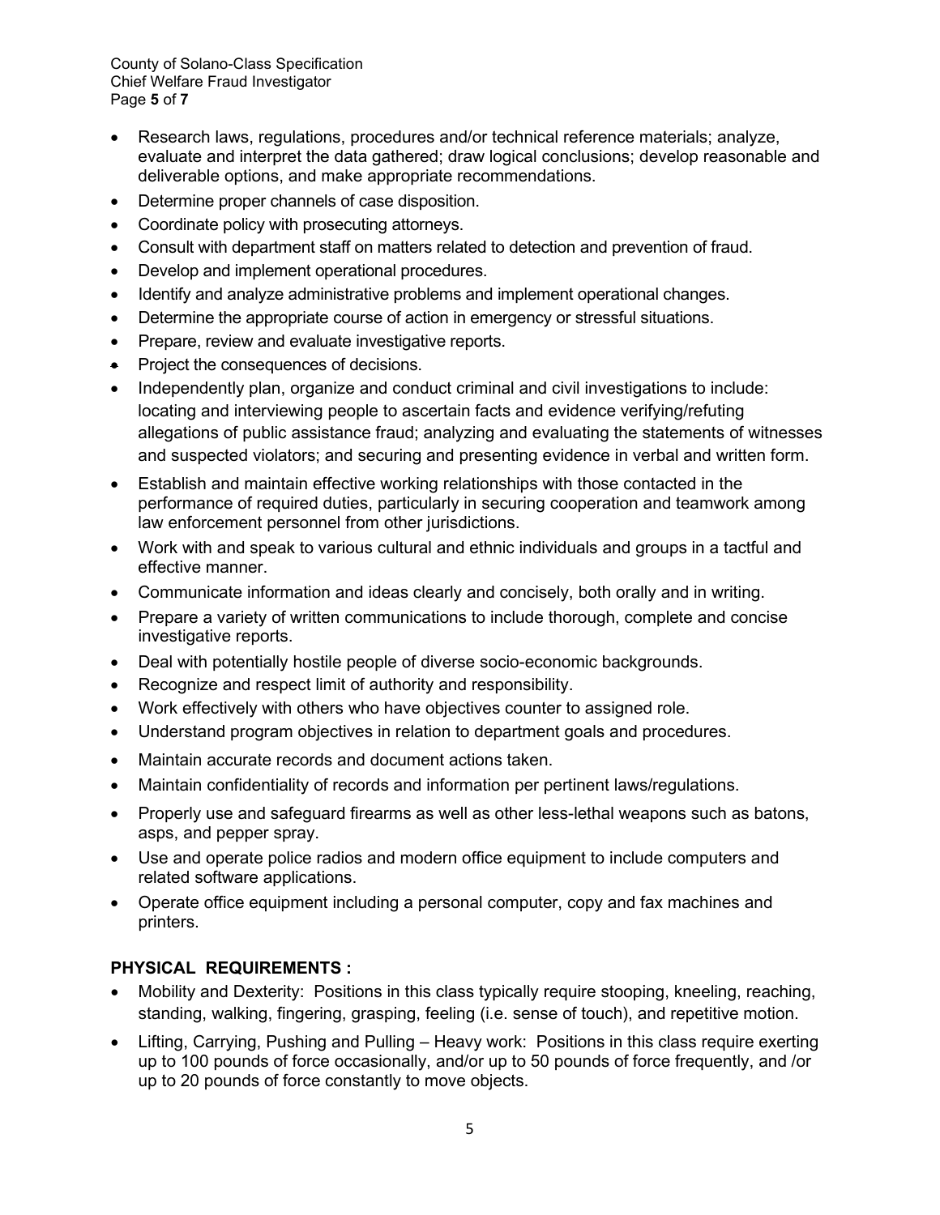- Research laws, regulations, procedures and/or technical reference materials; analyze, evaluate and interpret the data gathered; draw logical conclusions; develop reasonable and deliverable options, and make appropriate recommendations.
- Determine proper channels of case disposition.
- Coordinate policy with prosecuting attorneys.
- Consult with department staff on matters related to detection and prevention of fraud.
- Develop and implement operational procedures.
- Identify and analyze administrative problems and implement operational changes.
- Determine the appropriate course of action in emergency or stressful situations.
- Prepare, review and evaluate investigative reports.
- Project the consequences of decisions.
- Independently plan, organize and conduct criminal and civil investigations to include: locating and interviewing people to ascertain facts and evidence verifying/refuting allegations of public assistance fraud; analyzing and evaluating the statements of witnesses and suspected violators; and securing and presenting evidence in verbal and written form.
- Establish and maintain effective working relationships with those contacted in the performance of required duties, particularly in securing cooperation and teamwork among law enforcement personnel from other jurisdictions.
- Work with and speak to various cultural and ethnic individuals and groups in a tactful and effective manner.
- Communicate information and ideas clearly and concisely, both orally and in writing.
- Prepare a variety of written communications to include thorough, complete and concise investigative reports.
- Deal with potentially hostile people of diverse socio-economic backgrounds.
- Recognize and respect limit of authority and responsibility.
- Work effectively with others who have objectives counter to assigned role.
- Understand program objectives in relation to department goals and procedures.
- Maintain accurate records and document actions taken.
- Maintain confidentiality of records and information per pertinent laws/regulations.
- Properly use and safeguard firearms as well as other less-lethal weapons such as batons, asps, and pepper spray.
- Use and operate police radios and modern office equipment to include computers and related software applications.
- Operate office equipment including a personal computer, copy and fax machines and printers.

**PHYSICAL REQUIREMENTS :**

- Mobility and Dexterity: Positions in this class typically require stooping, kneeling, reaching, standing, walking, fingering, grasping, feeling (i.e. sense of touch), and repetitive motion.
- Lifting, Carrying, Pushing and Pulling – Heavy work: Positions in this class require exerting up to 100 pounds of force occasionally, and/or up to 50 pounds of force frequently, and /or up to 20 pounds of force constantly to move objects.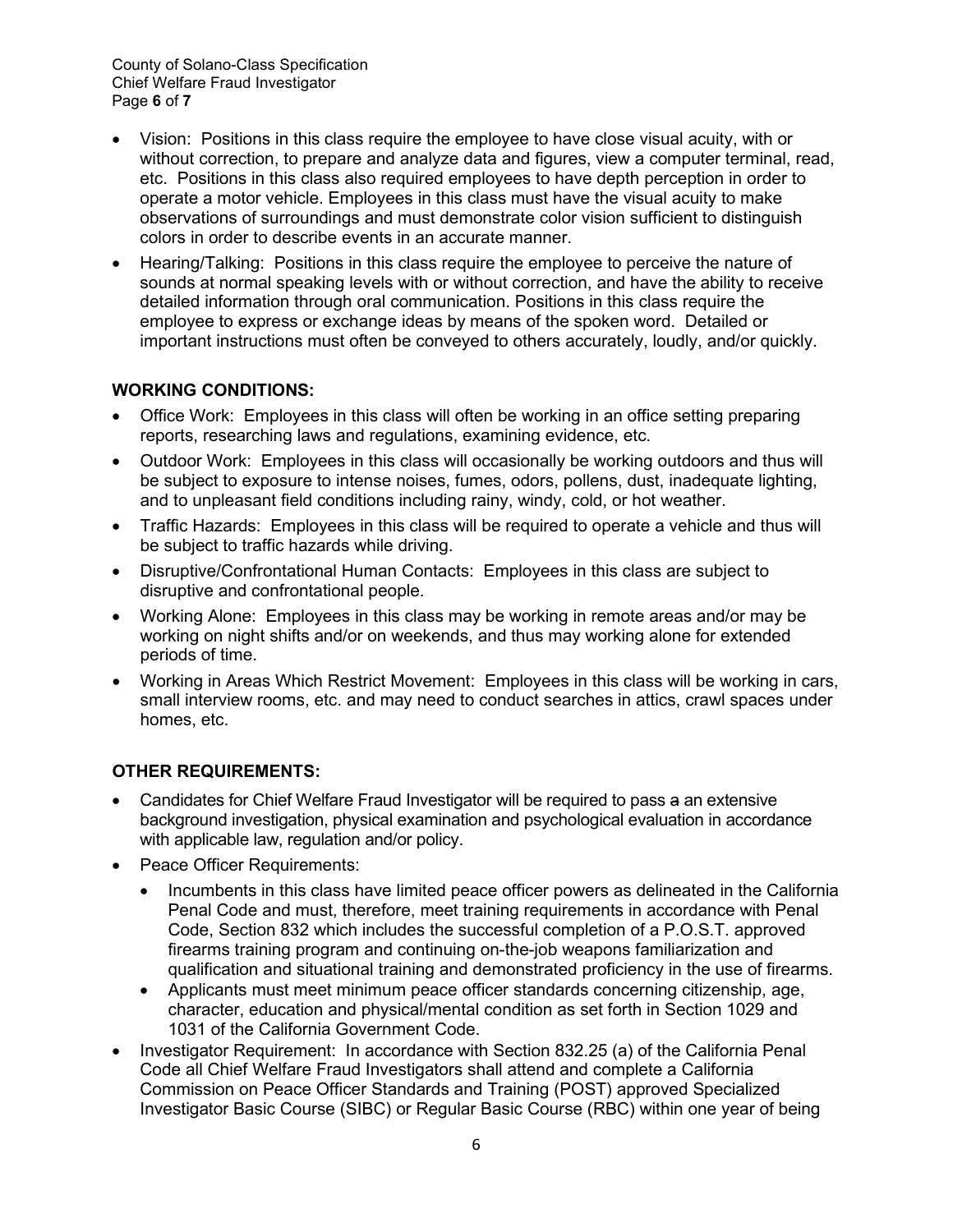- Vision: Positions in this class require the employee to have close visual acuity, with or without correction, to prepare and analyze data and figures, view a computer terminal, read, etc. Positions in this class also required employees to have depth perception in order to operate a motor vehicle. Employees in this class must have the visual acuity to make observations of surroundings and must demonstrate color vision sufficient to distinguish colors in order to describe events in an accurate manner.
- Hearing/Talking: Positions in this class require the employee to perceive the nature of sounds at normal speaking levels with or without correction, and have the ability to receive detailed information through oral communication. Positions in this class require the employee to express or exchange ideas by means of the spoken word. Detailed or important instructions must often be conveyed to others accurately, loudly, and/or quickly.

## WORKING CONDITIONS:

- Office Work: Employees in this class will often be working in an office setting preparing reports, researching laws and regulations, examining evidence, etc.
- Outdoor Work: Employees in this class will occasionally be working outdoors and thus will be subject to exposure to intense noises, fumes, odors, pollens, dust, inadequate lighting, and to unpleasant field conditions including rainy, windy, cold, or hot weather.
- Traffic Hazards: Employees in this class will be required to operate a vehicle and thus will be subject to traffic hazards while driving.
- Disruptive/Confrontational Human Contacts: Employees in this class are subject to disruptive and confrontational people.
- Working Alone: Employees in this class may be working in remote areas and/or may be working on night shifts and/or on weekends, and thus may working alone for extended periods of time.
- Working in Areas Which Restrict Movement: Employees in this class will be working in cars, small interview rooms, etc. and may need to conduct searches in attics, crawl spaces under homes, etc.

## OTHER REQUIREMENTS:

- Candidates for Chief Welfare Fraud Investigator will be required to pass ~~a~~ an extensive background investigation, physical examination and psychological evaluation in accordance with applicable law, regulation and/or policy.
- Peace Officer Requirements:
  - Incumbents in this class have limited peace officer powers as delineated in the California Penal Code and must, therefore, meet training requirements in accordance with Penal Code, Section 832 which includes the successful completion of a P.O.S.T. approved firearms training program and continuing on-the-job weapons familiarization and qualification and situational training and demonstrated proficiency in the use of firearms.
  - Applicants must meet minimum peace officer standards concerning citizenship, age, character, education and physical/mental condition as set forth in Section 1029 and 1031 of the California Government Code.
- Investigator Requirement: In accordance with Section 832.25 (a) of the California Penal Code all Chief Welfare Fraud Investigators shall attend and complete a California Commission on Peace Officer Standards and Training (POST) approved Specialized Investigator Basic Course (SIBC) or Regular Basic Course (RBC) within one year of being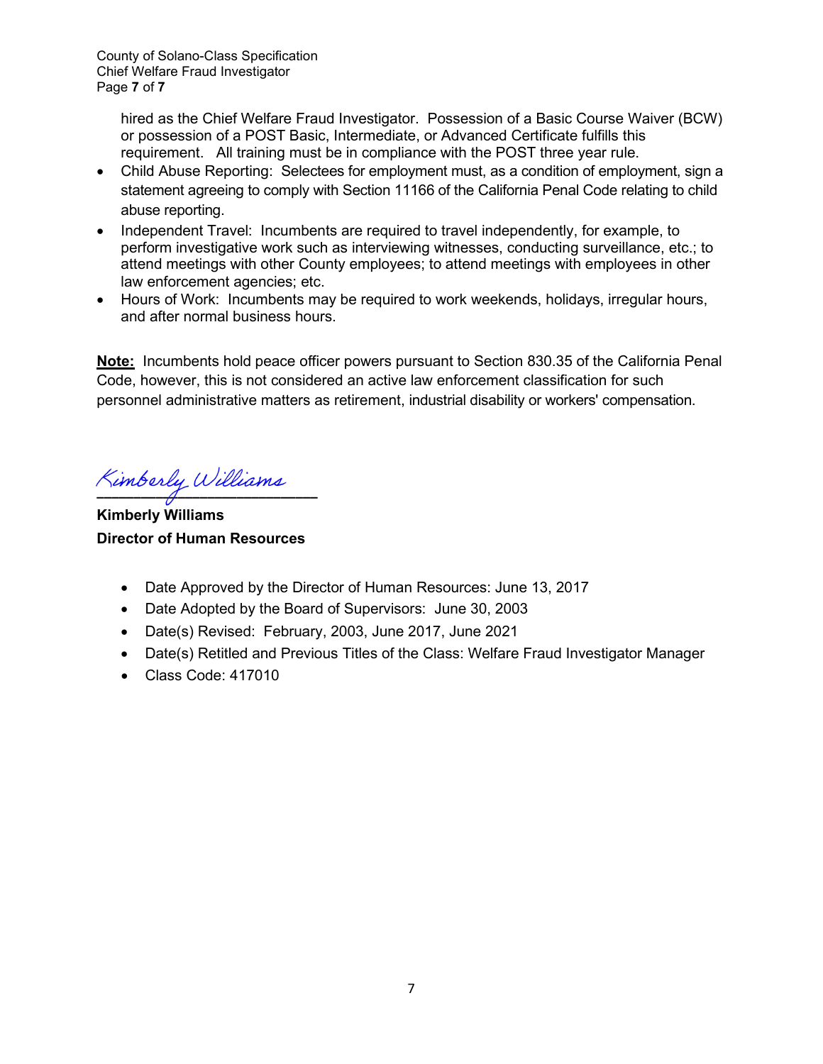hired as the Chief Welfare Fraud Investigator. Possession of a Basic Course Waiver (BCW) or possession of a POST Basic, Intermediate, or Advanced Certificate fulfills this requirement. All training must be in compliance with the POST three year rule.

- Child Abuse Reporting: Selectees for employment must, as a condition of employment, sign a statement agreeing to comply with Section 11166 of the California Penal Code relating to child abuse reporting.
- Independent Travel: Incumbents are required to travel independently, for example, to perform investigative work such as interviewing witnesses, conducting surveillance, etc.; to attend meetings with other County employees; to attend meetings with employees in other law enforcement agencies; etc.
- Hours of Work: Incumbents may be required to work weekends, holidays, irregular hours, and after normal business hours.

**Note:** Incumbents hold peace officer powers pursuant to Section 830.35 of the California Penal Code, however, this is not considered an active law enforcement classification for such personnel administrative matters as retirement, industrial disability or workers' compensation.

Kimberly Williams

**Kimberly Williams**
**Director of Human Resources**

- Date Approved by the Director of Human Resources: June 13, 2017
- Date Adopted by the Board of Supervisors: June 30, 2003
- Date(s) Revised: February, 2003, June 2017, June 2021
- Date(s) Retitled and Previous Titles of the Class: Welfare Fraud Investigator Manager
- Class Code: 417010